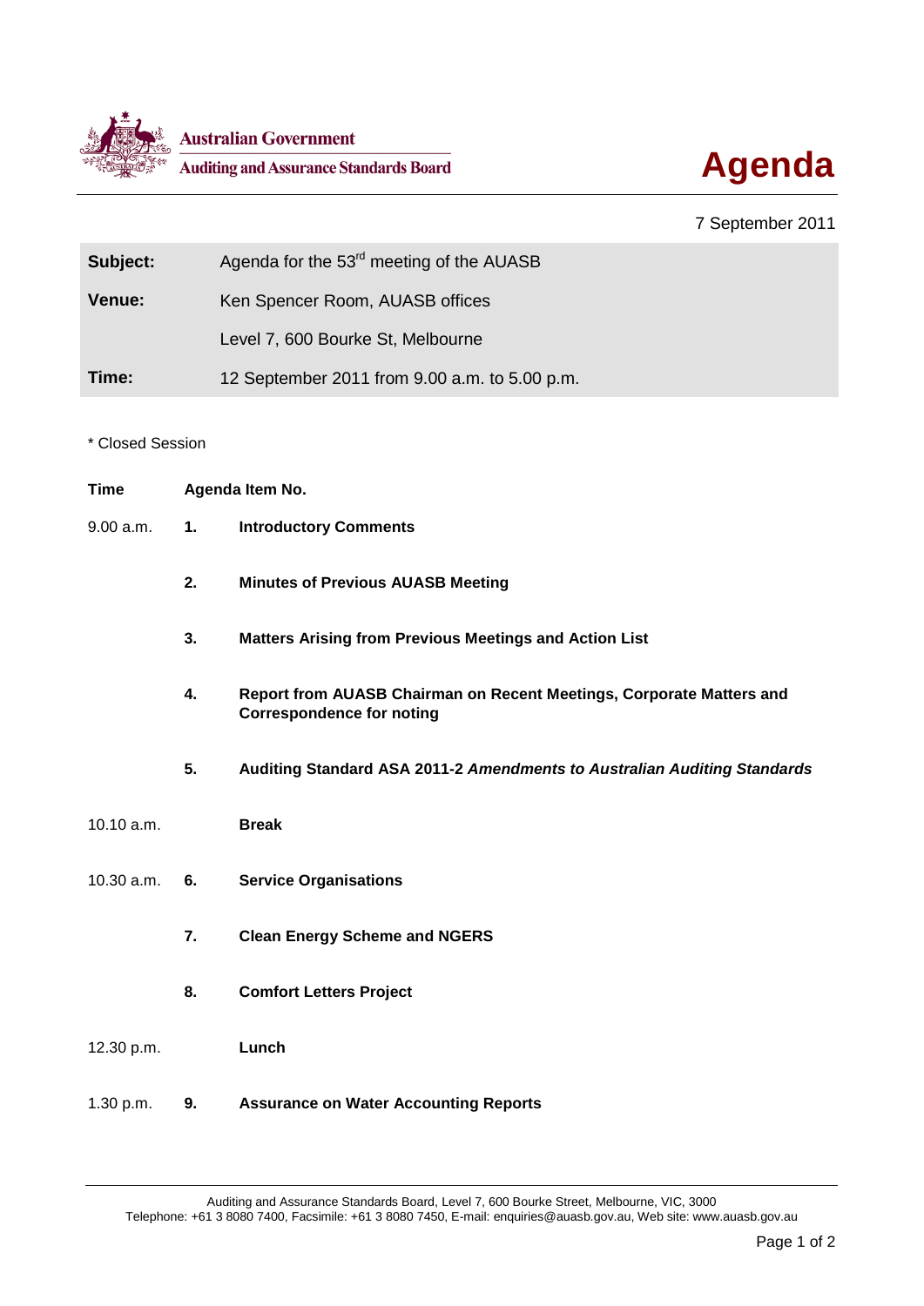**Australian Government**

**Auditing and Assurance Standards Board**

# Agenda

7 September 2011

| | |
|---|---|
| **Subject:** | Agenda for the 53rd meeting of the AUASB |
| **Venue:** | Ken Spencer Room, AUASB offices |
| | Level 7, 600 Bourke St, Melbourne |
| **Time:** | 12 September 2011 from 9.00 a.m. to 5.00 p.m. |

\* Closed Session

| Time | Agenda Item No. | |
|---|---|---|
| 9.00 a.m. | **1.** | **Introductory Comments** |
| | **2.** | **Minutes of Previous AUASB Meeting** |
| | **3.** | **Matters Arising from Previous Meetings and Action List** |
| | **4.** | **Report from AUASB Chairman on Recent Meetings, Corporate Matters and Correspondence for noting** |
| | **5.** | **Auditing Standard ASA 2011-2 *Amendments to Australian Auditing Standards*** |
| 10.10 a.m. | | **Break** |
| 10.30 a.m. | **6.** | **Service Organisations** |
| | **7.** | **Clean Energy Scheme and NGERS** |
| | **8.** | **Comfort Letters Project** |
| 12.30 p.m. | | **Lunch** |
| 1.30 p.m. | **9.** | **Assurance on Water Accounting Reports** |

Auditing and Assurance Standards Board, Level 7, 600 Bourke Street, Melbourne, VIC, 3000
Telephone: +61 3 8080 7400, Facsimile: +61 3 8080 7450, E-mail: enquiries@auasb.gov.au, Web site: www.auasb.gov.au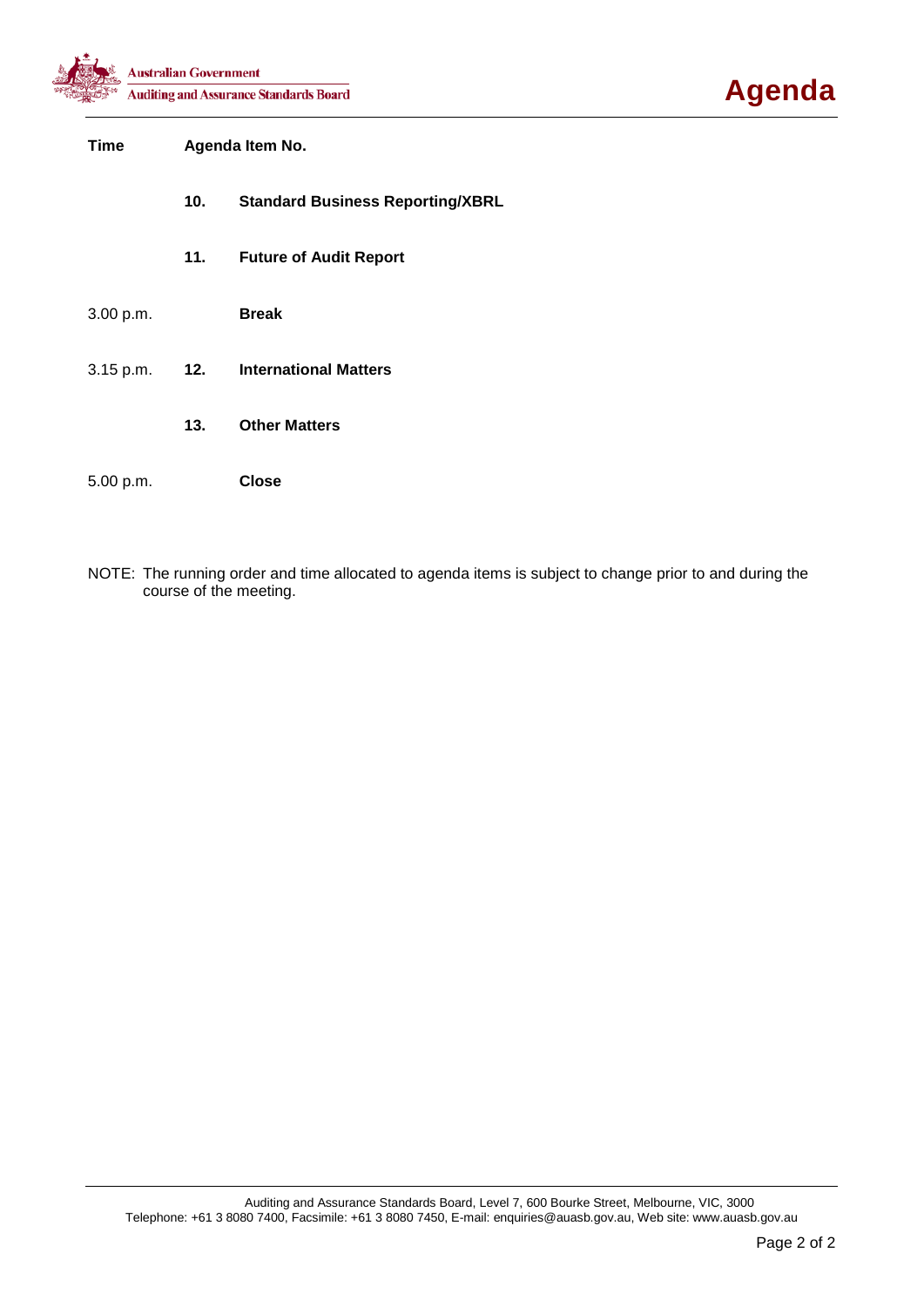| Time | Agenda Item No. | |
|---|---|---|
| | **10.** | **Standard Business Reporting/XBRL** |
| | **11.** | **Future of Audit Report** |
| 3.00 p.m. | | **Break** |
| 3.15 p.m. | **12.** | **International Matters** |
| | **13.** | **Other Matters** |
| 5.00 p.m. | | **Close** |

NOTE: The running order and time allocated to agenda items is subject to change prior to and during the course of the meeting.